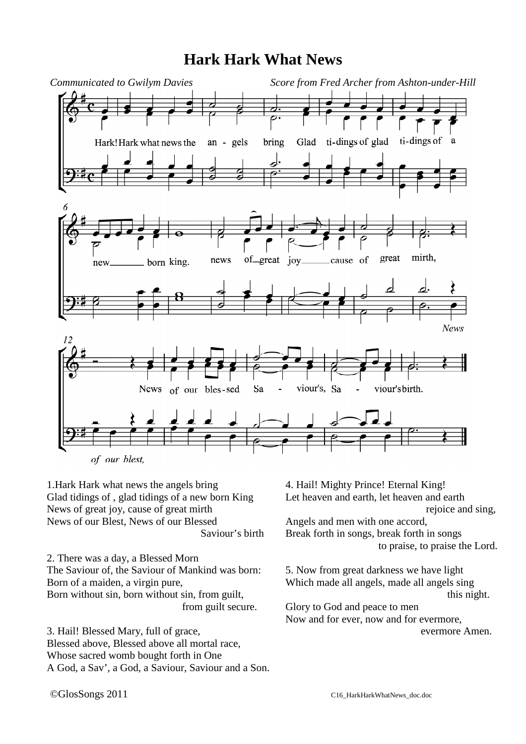# Hark Hark What News

*Communicated to Gwilym Davies* *Score from Fred Archer from Ashton-under-Hill*

1.Hark Hark what news the angels bring
Glad tidings of , glad tidings of a new born King
News of great joy, cause of great mirth
News of our Blest, News of our Blessed
Saviour's birth

2. There was a day, a Blessed Morn
The Saviour of, the Saviour of Mankind was born:
Born of a maiden, a virgin pure,
Born without sin, born without sin, from guilt,
from guilt secure.

3. Hail! Blessed Mary, full of grace,
Blessed above, Blessed above all mortal race,
Whose sacred womb bought forth in One
A God, a Sav', a God, a Saviour, Saviour and a Son.

4. Hail! Mighty Prince! Eternal King!
Let heaven and earth, let heaven and earth
rejoice and sing,
Angels and men with one accord,
Break forth in songs, break forth in songs
to praise, to praise the Lord.

5. Now from great darkness we have light
Which made all angels, made all angels sing
this night.
Glory to God and peace to men
Now and for ever, now and for evermore,
evermore Amen.

©GlosSongs 2011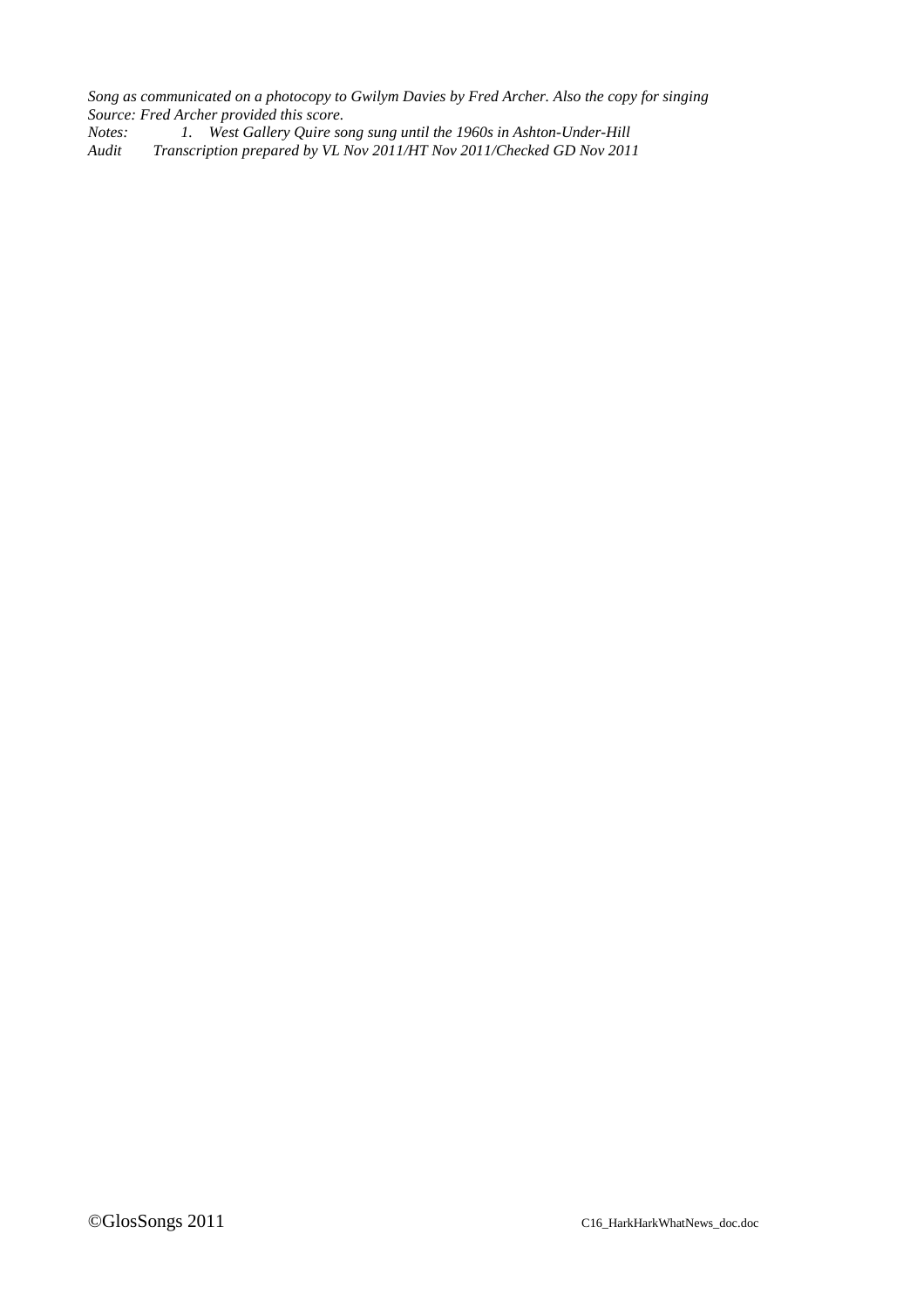*Song as communicated on a photocopy to Gwilym Davies by Fred Archer. Also the copy for singing*
*Source: Fred Archer provided this score.*
*Notes: 1. West Gallery Quire song sung until the 1960s in Ashton-Under-Hill*
*Audit Transcription prepared by VL Nov 2011/HT Nov 2011/Checked GD Nov 2011*

©GlosSongs 2011 C16_HarkHarkWhatNews_doc.doc